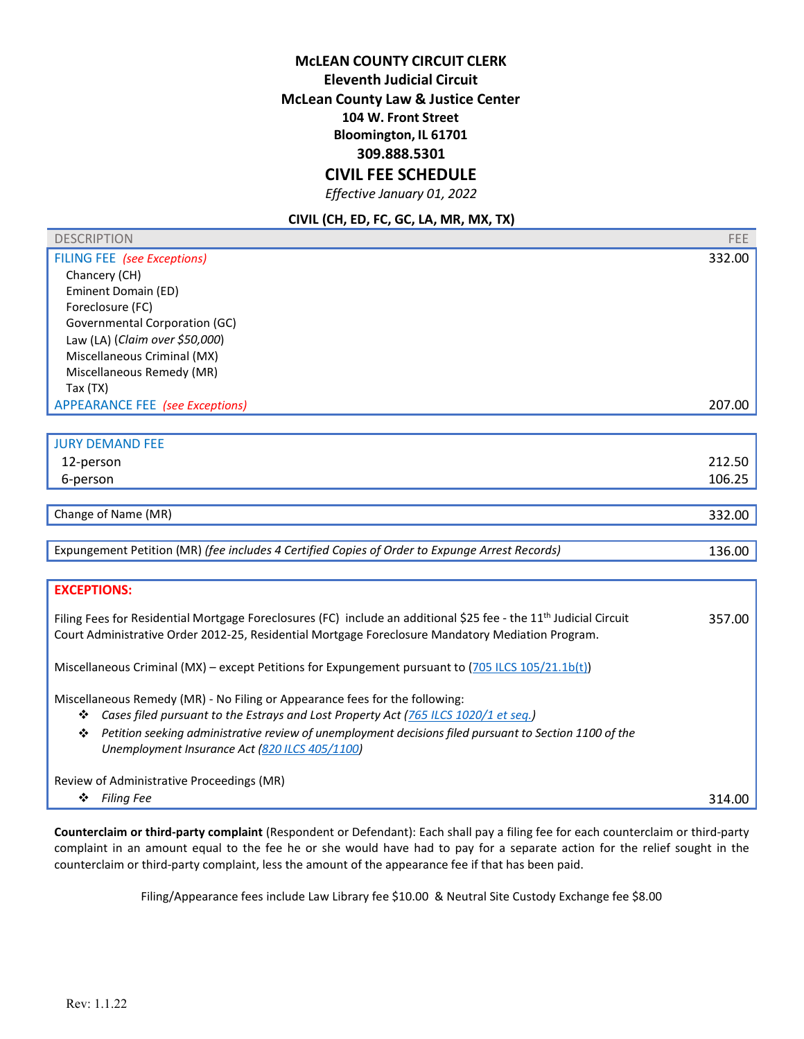**McLEAN COUNTY CIRCUIT CLERK**
**Eleventh Judicial Circuit**
**McLean County Law & Justice Center**
**104 W. Front Street**
**Bloomington, IL 61701**
**309.888.5301**

# CIVIL FEE SCHEDULE

*Effective January 01, 2022*

## CIVIL (CH, ED, FC, GC, LA, MR, MX, TX)

| DESCRIPTION | FEE |
|---|---|
| FILING FEE *(see Exceptions)* | 332.00 |
| Chancery (CH) | |
| Eminent Domain (ED) | |
| Foreclosure (FC) | |
| Governmental Corporation (GC) | |
| Law (LA) (*Claim over $50,000*) | |
| Miscellaneous Criminal (MX) | |
| Miscellaneous Remedy (MR) | |
| Tax (TX) | |
| APPEARANCE FEE *(see Exceptions)* | 207.00 |

| JURY DEMAND FEE | |
|---|---|
| 12-person | 212.50 |
| 6-person | 106.25 |

| | |
|---|---|
| Change of Name (MR) | 332.00 |

| | |
|---|---|
| Expungement Petition (MR) *(fee includes 4 Certified Copies of Order to Expunge Arrest Records)* | 136.00 |

**EXCEPTIONS:**

Filing Fees for Residential Mortgage Foreclosures (FC) include an additional $25 fee - the 11th Judicial Circuit Court Administrative Order 2012-25, Residential Mortgage Foreclosure Mandatory Mediation Program. — 357.00

Miscellaneous Criminal (MX) – except Petitions for Expungement pursuant to (705 ILCS 105/21.1b(t))

Miscellaneous Remedy (MR) - No Filing or Appearance fees for the following:

- *Cases filed pursuant to the Estrays and Lost Property Act (765 ILCS 1020/1 et seq.)*
- *Petition seeking administrative review of unemployment decisions filed pursuant to Section 1100 of the Unemployment Insurance Act (820 ILCS 405/1100)*

Review of Administrative Proceedings (MR)

- *Filing Fee* — 314.00

**Counterclaim or third-party complaint** (Respondent or Defendant): Each shall pay a filing fee for each counterclaim or third-party complaint in an amount equal to the fee he or she would have had to pay for a separate action for the relief sought in the counterclaim or third-party complaint, less the amount of the appearance fee if that has been paid.

Filing/Appearance fees include Law Library fee $10.00 & Neutral Site Custody Exchange fee $8.00

Rev: 1.1.22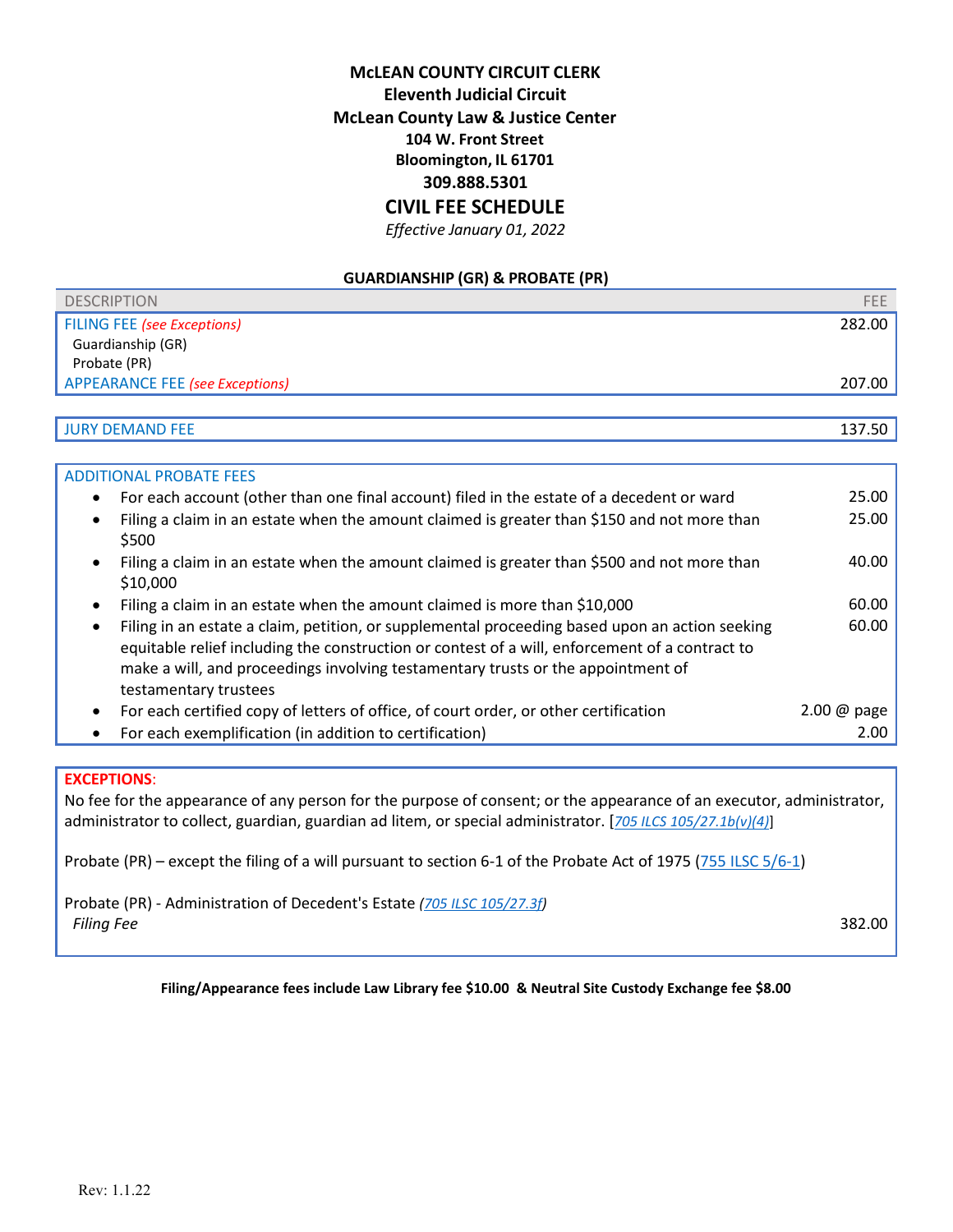**McLEAN COUNTY CIRCUIT CLERK**
**Eleventh Judicial Circuit**
**McLean County Law & Justice Center**
**104 W. Front Street**
**Bloomington, IL 61701**
**309.888.5301**

# CIVIL FEE SCHEDULE

*Effective January 01, 2022*

## GUARDIANSHIP (GR) & PROBATE (PR)

| DESCRIPTION | FEE |
|---|---|
| FILING FEE *(see Exceptions)*<br>Guardianship (GR)<br>Probate (PR) | 282.00 |
| APPEARANCE FEE *(see Exceptions)* | 207.00 |

| | |
|---|---|
| JURY DEMAND FEE | 137.50 |

| ADDITIONAL PROBATE FEES | |
|---|---|
| • For each account (other than one final account) filed in the estate of a decedent or ward | 25.00 |
| • Filing a claim in an estate when the amount claimed is greater than $150 and not more than $500 | 25.00 |
| • Filing a claim in an estate when the amount claimed is greater than $500 and not more than $10,000 | 40.00 |
| • Filing a claim in an estate when the amount claimed is more than $10,000 | 60.00 |
| • Filing in an estate a claim, petition, or supplemental proceeding based upon an action seeking equitable relief including the construction or contest of a will, enforcement of a contract to make a will, and proceedings involving testamentary trusts or the appointment of testamentary trustees | 60.00 |
| • For each certified copy of letters of office, of court order, or other certification | 2.00 @ page |
| • For each exemplification (in addition to certification) | 2.00 |

**EXCEPTIONS**:

No fee for the appearance of any person for the purpose of consent; or the appearance of an executor, administrator, administrator to collect, guardian, guardian ad litem, or special administrator. [*705 ILCS 105/27.1b(v)(4)*]

Probate (PR) – except the filing of a will pursuant to section 6-1 of the Probate Act of 1975 (755 ILSC 5/6-1)

Probate (PR) - Administration of Decedent's Estate *(705 ILSC 105/27.3f)*

*Filing Fee* — 382.00

**Filing/Appearance fees include Law Library fee $10.00 & Neutral Site Custody Exchange fee $8.00**

Rev: 1.1.22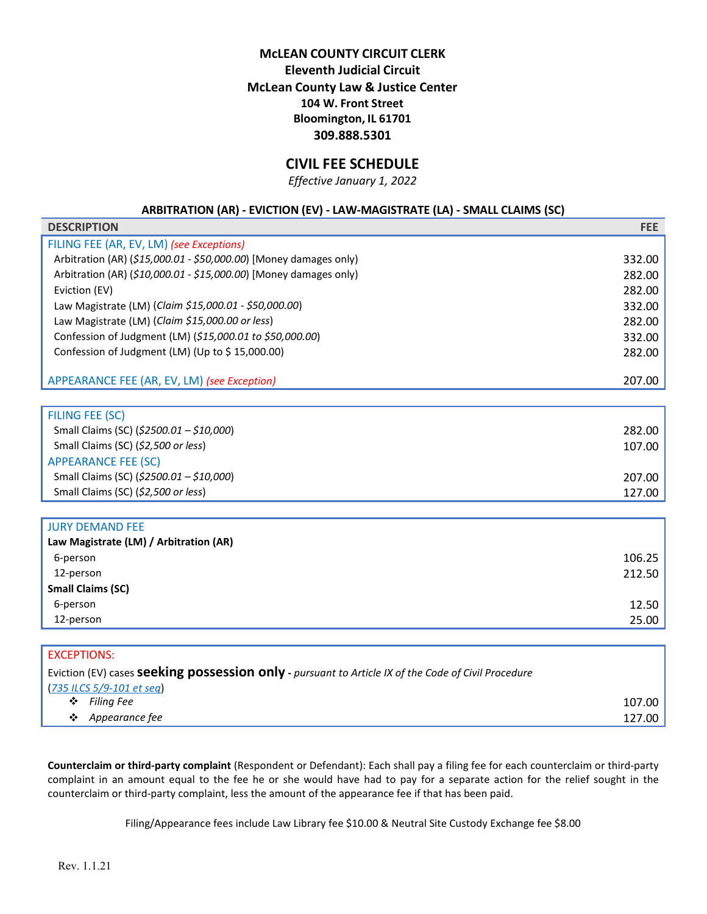**McLEAN COUNTY CIRCUIT CLERK**
**Eleventh Judicial Circuit**
**McLean County Law & Justice Center**
**104 W. Front Street**
**Bloomington, IL 61701**
**309.888.5301**

# CIVIL FEE SCHEDULE

*Effective January 1, 2022*

### ARBITRATION (AR) - EVICTION (EV) - LAW-MAGISTRATE (LA) - SMALL CLAIMS (SC)

| DESCRIPTION | FEE |
|---|---|
| FILING FEE (AR, EV, LM) *(see Exceptions)* | |
| Arbitration (AR) (*$15,000.01 - $50,000.00*) [Money damages only] | 332.00 |
| Arbitration (AR) (*$10,000.01 - $15,000.00*) [Money damages only] | 282.00 |
| Eviction (EV) | 282.00 |
| Law Magistrate (LM) (*Claim $15,000.01 - $50,000.00*) | 332.00 |
| Law Magistrate (LM) (*Claim $15,000.00 or less*) | 282.00 |
| Confession of Judgment (LM) (*$15,000.01 to $50,000.00*) | 332.00 |
| Confession of Judgment (LM) (Up to $ 15,000.00) | 282.00 |
| APPEARANCE FEE (AR, EV, LM) *(see Exception)* | 207.00 |

| DESCRIPTION | FEE |
|---|---|
| FILING FEE (SC) | |
| Small Claims (SC) (*$2500.01 – $10,000*) | 282.00 |
| Small Claims (SC) (*$2,500 or less*) | 107.00 |
| APPEARANCE FEE (SC) | |
| Small Claims (SC) (*$2500.01 – $10,000*) | 207.00 |
| Small Claims (SC) (*$2,500 or less*) | 127.00 |

| DESCRIPTION | FEE |
|---|---|
| JURY DEMAND FEE | |
| **Law Magistrate (LM) / Arbitration (AR)** | |
| 6-person | 106.25 |
| 12-person | 212.50 |
| **Small Claims (SC)** | |
| 6-person | 12.50 |
| 12-person | 25.00 |

| EXCEPTIONS: | |
|---|---|
| Eviction (EV) cases **seeking possession only** - *pursuant to Article IX of the Code of Civil Procedure* (*735 ILCS 5/9-101 et seq*) | |
| ❖ *Filing Fee* | 107.00 |
| ❖ *Appearance fee* | 127.00 |

**Counterclaim or third-party complaint** (Respondent or Defendant): Each shall pay a filing fee for each counterclaim or third-party complaint in an amount equal to the fee he or she would have had to pay for a separate action for the relief sought in the counterclaim or third-party complaint, less the amount of the appearance fee if that has been paid.

Filing/Appearance fees include Law Library fee $10.00 & Neutral Site Custody Exchange fee $8.00

Rev. 1.1.21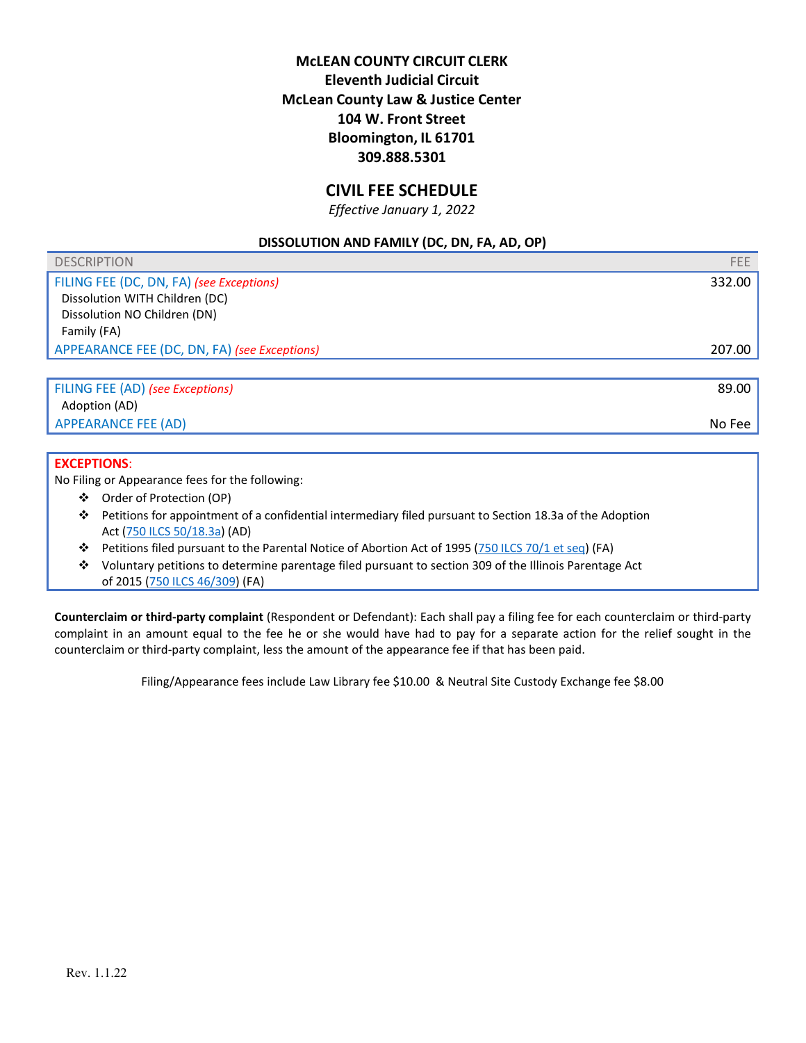**McLEAN COUNTY CIRCUIT CLERK**
**Eleventh Judicial Circuit**
**McLean County Law & Justice Center**
**104 W. Front Street**
**Bloomington, IL 61701**
**309.888.5301**

# CIVIL FEE SCHEDULE

*Effective January 1, 2022*

### DISSOLUTION AND FAMILY (DC, DN, FA, AD, OP)

| DESCRIPTION | FEE |
|---|---|
| FILING FEE (DC, DN, FA) *(see Exceptions)*<br>Dissolution WITH Children (DC)<br>Dissolution NO Children (DN)<br>Family (FA) | 332.00 |
| APPEARANCE FEE (DC, DN, FA) *(see Exceptions)* | 207.00 |

| DESCRIPTION | FEE |
|---|---|
| FILING FEE (AD) *(see Exceptions)*<br>Adoption (AD) | 89.00 |
| APPEARANCE FEE (AD) | No Fee |

**EXCEPTIONS**:

No Filing or Appearance fees for the following:

- Order of Protection (OP)
- Petitions for appointment of a confidential intermediary filed pursuant to Section 18.3a of the Adoption Act (750 ILCS 50/18.3a) (AD)
- Petitions filed pursuant to the Parental Notice of Abortion Act of 1995 (750 ILCS 70/1 et seq) (FA)
- Voluntary petitions to determine parentage filed pursuant to section 309 of the Illinois Parentage Act of 2015 (750 ILCS 46/309) (FA)

**Counterclaim or third-party complaint** (Respondent or Defendant): Each shall pay a filing fee for each counterclaim or third-party complaint in an amount equal to the fee he or she would have had to pay for a separate action for the relief sought in the counterclaim or third-party complaint, less the amount of the appearance fee if that has been paid.

Filing/Appearance fees include Law Library fee $10.00 & Neutral Site Custody Exchange fee $8.00

Rev. 1.1.22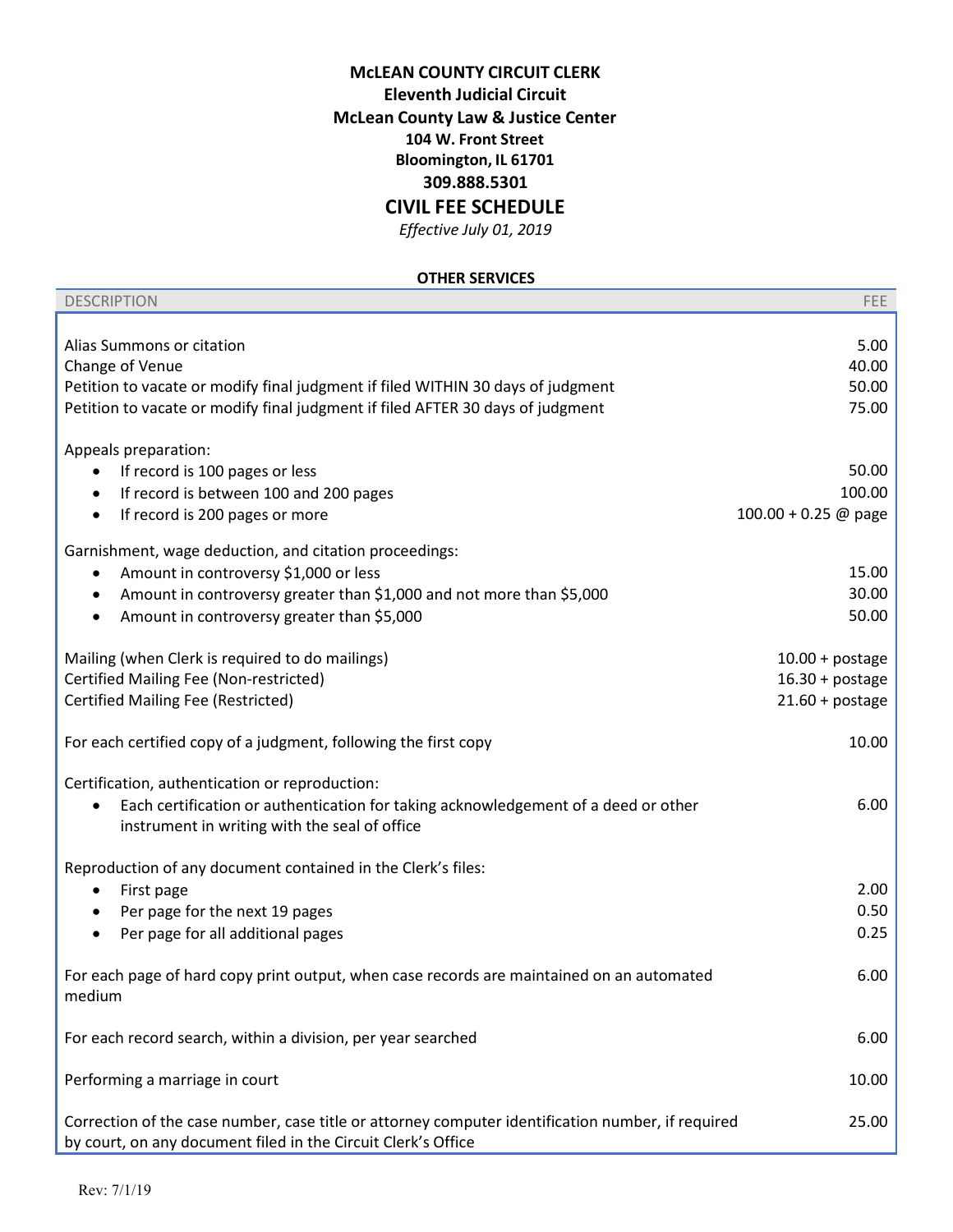**McLEAN COUNTY CIRCUIT CLERK**
**Eleventh Judicial Circuit**
**McLean County Law & Justice Center**
**104 W. Front Street**
**Bloomington, IL 61701**
**309.888.5301**

## CIVIL FEE SCHEDULE

*Effective July 01, 2019*

### OTHER SERVICES

| DESCRIPTION | FEE |
|---|---|
| Alias Summons or citation | 5.00 |
| Change of Venue | 40.00 |
| Petition to vacate or modify final judgment if filed WITHIN 30 days of judgment | 50.00 |
| Petition to vacate or modify final judgment if filed AFTER 30 days of judgment | 75.00 |
| Appeals preparation: | |
| • If record is 100 pages or less | 50.00 |
| • If record is between 100 and 200 pages | 100.00 |
| • If record is 200 pages or more | 100.00 + 0.25 @ page |
| Garnishment, wage deduction, and citation proceedings: | |
| • Amount in controversy $1,000 or less | 15.00 |
| • Amount in controversy greater than $1,000 and not more than $5,000 | 30.00 |
| • Amount in controversy greater than $5,000 | 50.00 |
| Mailing (when Clerk is required to do mailings) | 10.00 + postage |
| Certified Mailing Fee (Non-restricted) | 16.30 + postage |
| Certified Mailing Fee (Restricted) | 21.60 + postage |
| For each certified copy of a judgment, following the first copy | 10.00 |
| Certification, authentication or reproduction: | |
| • Each certification or authentication for taking acknowledgement of a deed or other instrument in writing with the seal of office | 6.00 |
| Reproduction of any document contained in the Clerk's files: | |
| • First page | 2.00 |
| • Per page for the next 19 pages | 0.50 |
| • Per page for all additional pages | 0.25 |
| For each page of hard copy print output, when case records are maintained on an automated medium | 6.00 |
| For each record search, within a division, per year searched | 6.00 |
| Performing a marriage in court | 10.00 |
| Correction of the case number, case title or attorney computer identification number, if required by court, on any document filed in the Circuit Clerk's Office | 25.00 |

Rev: 7/1/19